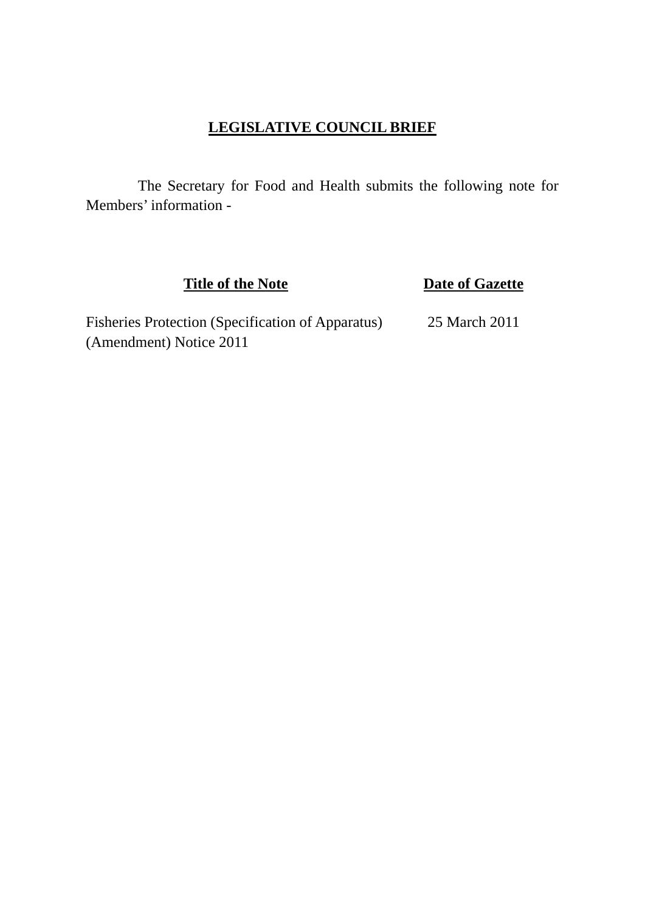# LEGISLATIVE COUNCIL BRIEF

The Secretary for Food and Health submits the following note for Members' information -

| Title of the Note | Date of Gazette |
| --- | --- |
| Fisheries Protection (Specification of Apparatus) (Amendment) Notice 2011 | 25 March 2011 |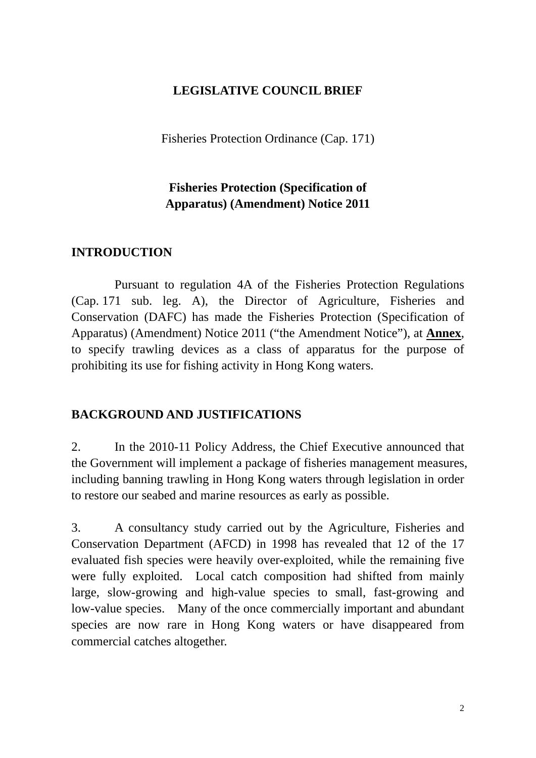**LEGISLATIVE COUNCIL BRIEF**

Fisheries Protection Ordinance (Cap. 171)

**Fisheries Protection (Specification of Apparatus) (Amendment) Notice 2011**

## INTRODUCTION

Pursuant to regulation 4A of the Fisheries Protection Regulations (Cap. 171 sub. leg. A), the Director of Agriculture, Fisheries and Conservation (DAFC) has made the Fisheries Protection (Specification of Apparatus) (Amendment) Notice 2011 ("the Amendment Notice"), at **Annex**, to specify trawling devices as a class of apparatus for the purpose of prohibiting its use for fishing activity in Hong Kong waters.

## BACKGROUND AND JUSTIFICATIONS

2. In the 2010-11 Policy Address, the Chief Executive announced that the Government will implement a package of fisheries management measures, including banning trawling in Hong Kong waters through legislation in order to restore our seabed and marine resources as early as possible.

3. A consultancy study carried out by the Agriculture, Fisheries and Conservation Department (AFCD) in 1998 has revealed that 12 of the 17 evaluated fish species were heavily over-exploited, while the remaining five were fully exploited. Local catch composition had shifted from mainly large, slow-growing and high-value species to small, fast-growing and low-value species. Many of the once commercially important and abundant species are now rare in Hong Kong waters or have disappeared from commercial catches altogether.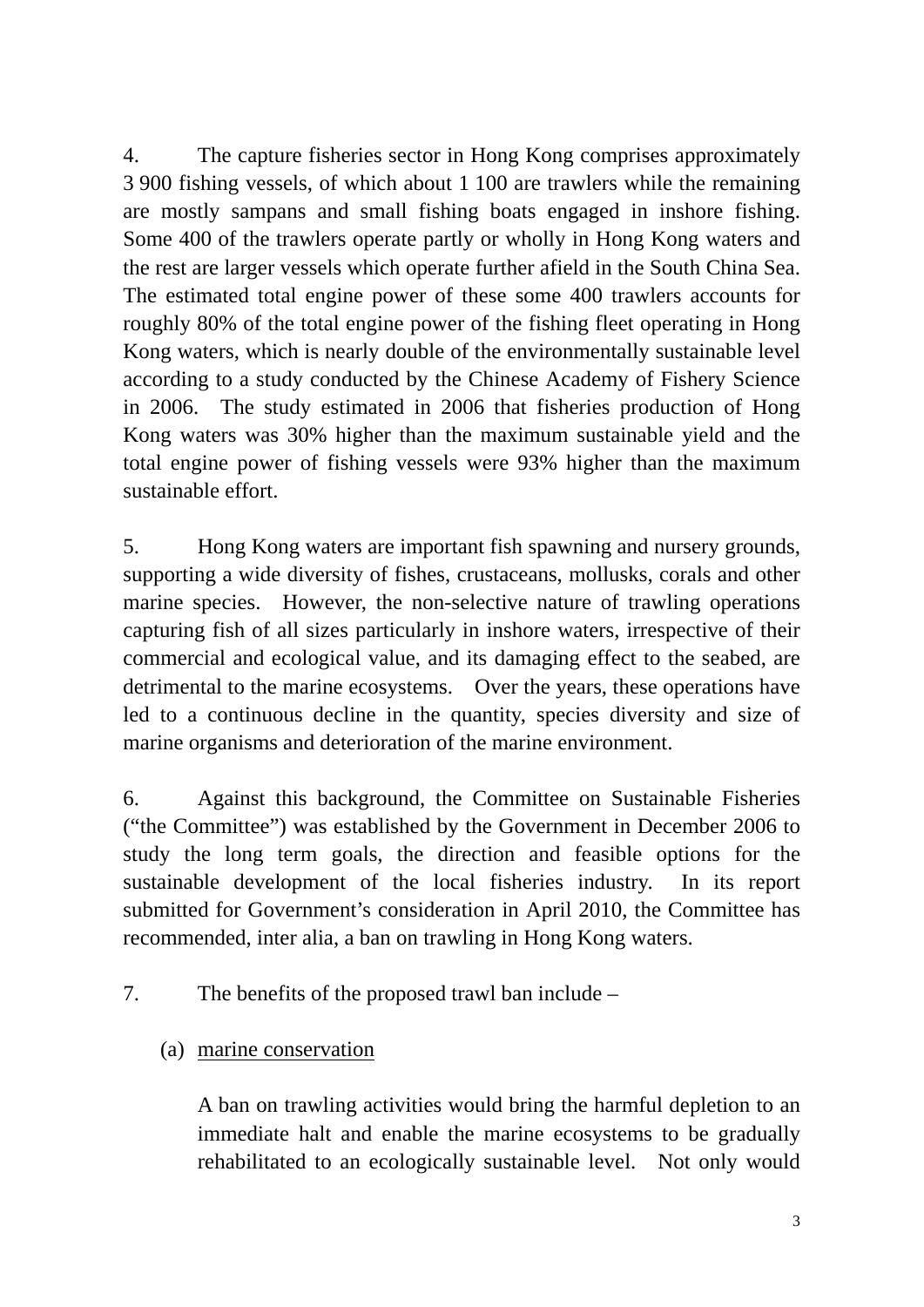4. The capture fisheries sector in Hong Kong comprises approximately 3 900 fishing vessels, of which about 1 100 are trawlers while the remaining are mostly sampans and small fishing boats engaged in inshore fishing. Some 400 of the trawlers operate partly or wholly in Hong Kong waters and the rest are larger vessels which operate further afield in the South China Sea. The estimated total engine power of these some 400 trawlers accounts for roughly 80% of the total engine power of the fishing fleet operating in Hong Kong waters, which is nearly double of the environmentally sustainable level according to a study conducted by the Chinese Academy of Fishery Science in 2006. The study estimated in 2006 that fisheries production of Hong Kong waters was 30% higher than the maximum sustainable yield and the total engine power of fishing vessels were 93% higher than the maximum sustainable effort.

5. Hong Kong waters are important fish spawning and nursery grounds, supporting a wide diversity of fishes, crustaceans, mollusks, corals and other marine species. However, the non-selective nature of trawling operations capturing fish of all sizes particularly in inshore waters, irrespective of their commercial and ecological value, and its damaging effect to the seabed, are detrimental to the marine ecosystems. Over the years, these operations have led to a continuous decline in the quantity, species diversity and size of marine organisms and deterioration of the marine environment.

6. Against this background, the Committee on Sustainable Fisheries ("the Committee") was established by the Government in December 2006 to study the long term goals, the direction and feasible options for the sustainable development of the local fisheries industry. In its report submitted for Government's consideration in April 2010, the Committee has recommended, inter alia, a ban on trawling in Hong Kong waters.

7. The benefits of the proposed trawl ban include –

(a) marine conservation

A ban on trawling activities would bring the harmful depletion to an immediate halt and enable the marine ecosystems to be gradually rehabilitated to an ecologically sustainable level. Not only would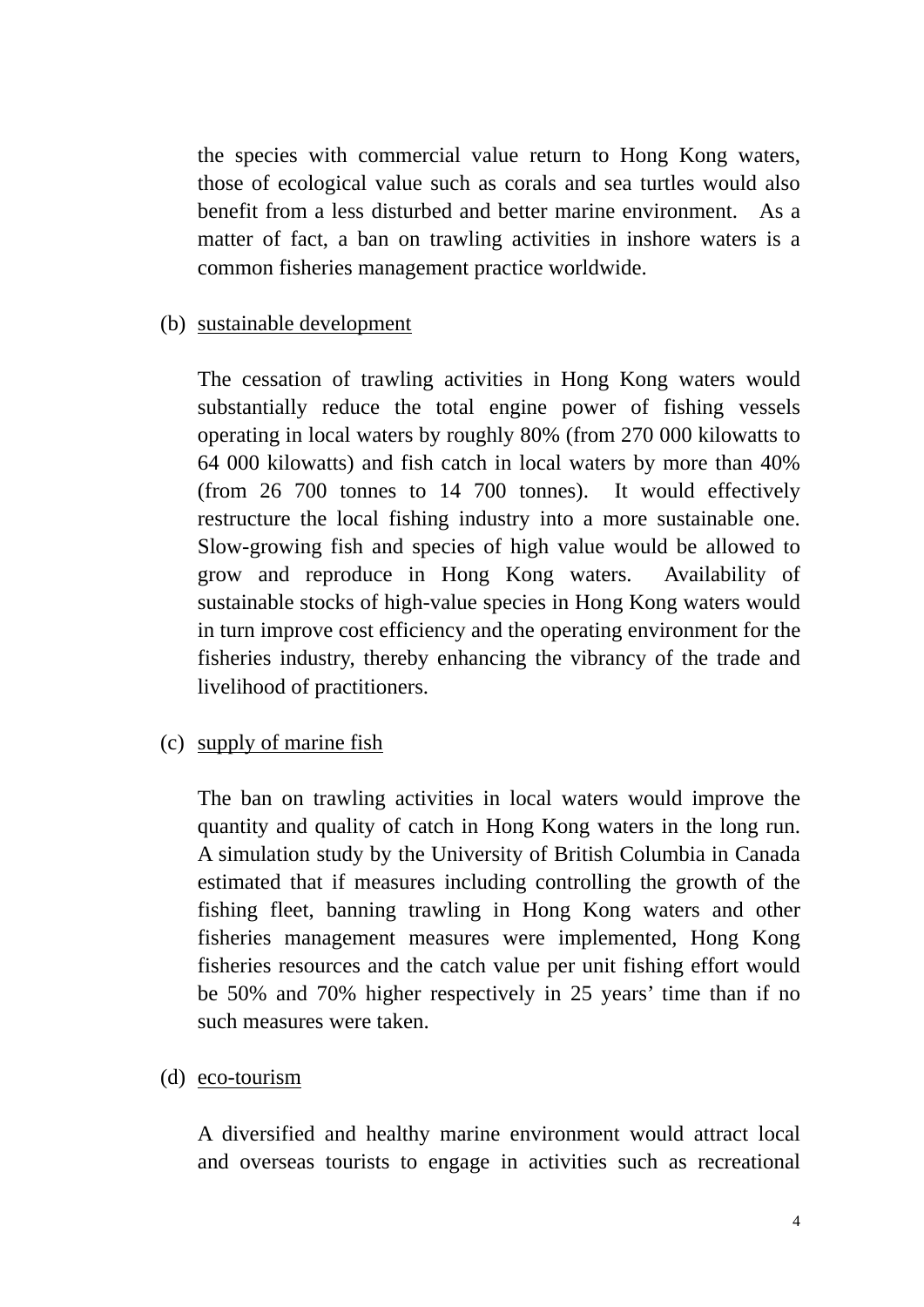the species with commercial value return to Hong Kong waters, those of ecological value such as corals and sea turtles would also benefit from a less disturbed and better marine environment. As a matter of fact, a ban on trawling activities in inshore waters is a common fisheries management practice worldwide.

(b) sustainable development

The cessation of trawling activities in Hong Kong waters would substantially reduce the total engine power of fishing vessels operating in local waters by roughly 80% (from 270 000 kilowatts to 64 000 kilowatts) and fish catch in local waters by more than 40% (from 26 700 tonnes to 14 700 tonnes). It would effectively restructure the local fishing industry into a more sustainable one. Slow-growing fish and species of high value would be allowed to grow and reproduce in Hong Kong waters. Availability of sustainable stocks of high-value species in Hong Kong waters would in turn improve cost efficiency and the operating environment for the fisheries industry, thereby enhancing the vibrancy of the trade and livelihood of practitioners.

(c) supply of marine fish

The ban on trawling activities in local waters would improve the quantity and quality of catch in Hong Kong waters in the long run. A simulation study by the University of British Columbia in Canada estimated that if measures including controlling the growth of the fishing fleet, banning trawling in Hong Kong waters and other fisheries management measures were implemented, Hong Kong fisheries resources and the catch value per unit fishing effort would be 50% and 70% higher respectively in 25 years' time than if no such measures were taken.

(d) eco-tourism

A diversified and healthy marine environment would attract local and overseas tourists to engage in activities such as recreational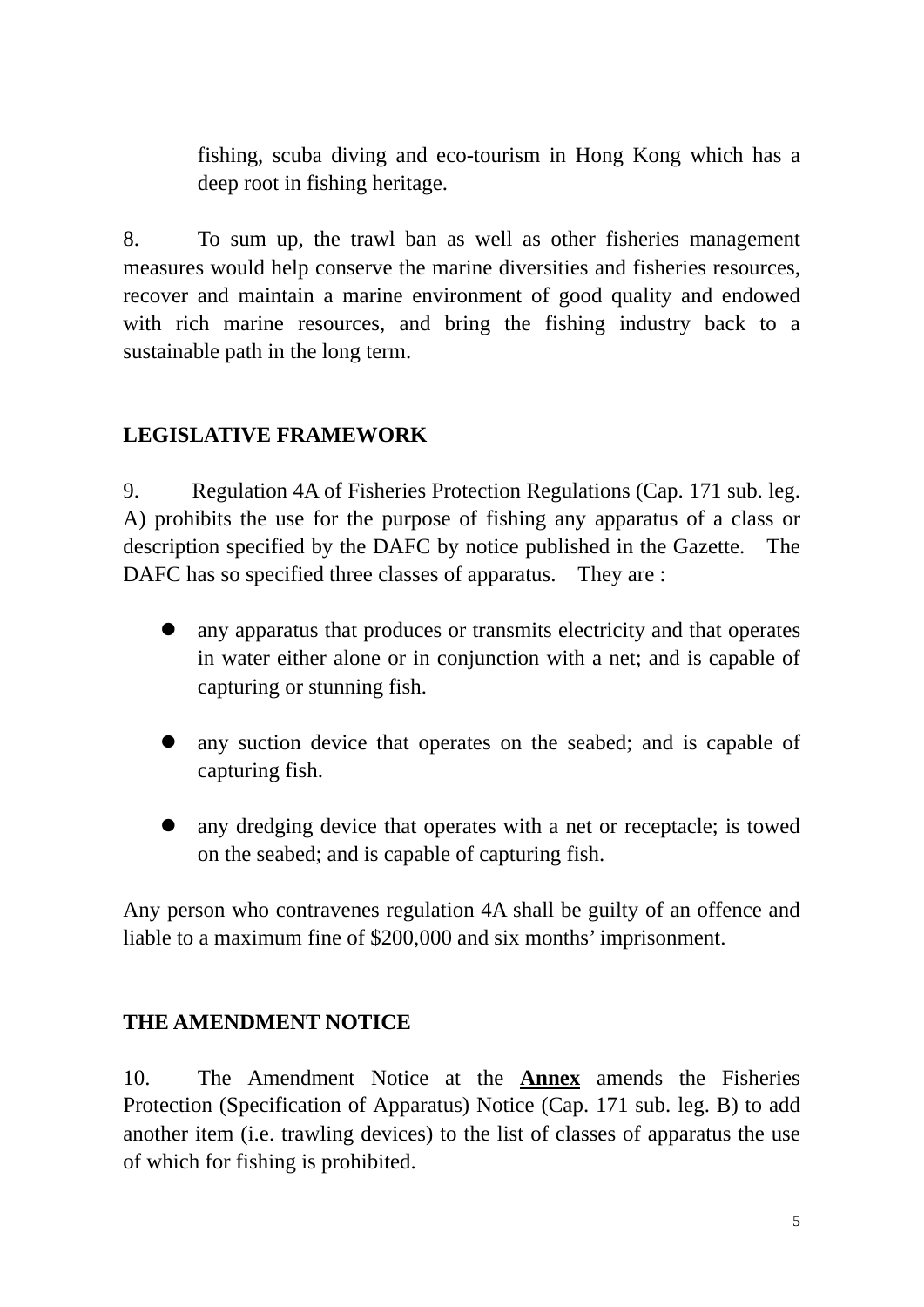fishing, scuba diving and eco-tourism in Hong Kong which has a deep root in fishing heritage.

8. To sum up, the trawl ban as well as other fisheries management measures would help conserve the marine diversities and fisheries resources, recover and maintain a marine environment of good quality and endowed with rich marine resources, and bring the fishing industry back to a sustainable path in the long term.

## LEGISLATIVE FRAMEWORK

9. Regulation 4A of Fisheries Protection Regulations (Cap. 171 sub. leg. A) prohibits the use for the purpose of fishing any apparatus of a class or description specified by the DAFC by notice published in the Gazette. The DAFC has so specified three classes of apparatus. They are :

- any apparatus that produces or transmits electricity and that operates in water either alone or in conjunction with a net; and is capable of capturing or stunning fish.
- any suction device that operates on the seabed; and is capable of capturing fish.
- any dredging device that operates with a net or receptacle; is towed on the seabed; and is capable of capturing fish.

Any person who contravenes regulation 4A shall be guilty of an offence and liable to a maximum fine of $200,000 and six months' imprisonment.

## THE AMENDMENT NOTICE

10. The Amendment Notice at the **Annex** amends the Fisheries Protection (Specification of Apparatus) Notice (Cap. 171 sub. leg. B) to add another item (i.e. trawling devices) to the list of classes of apparatus the use of which for fishing is prohibited.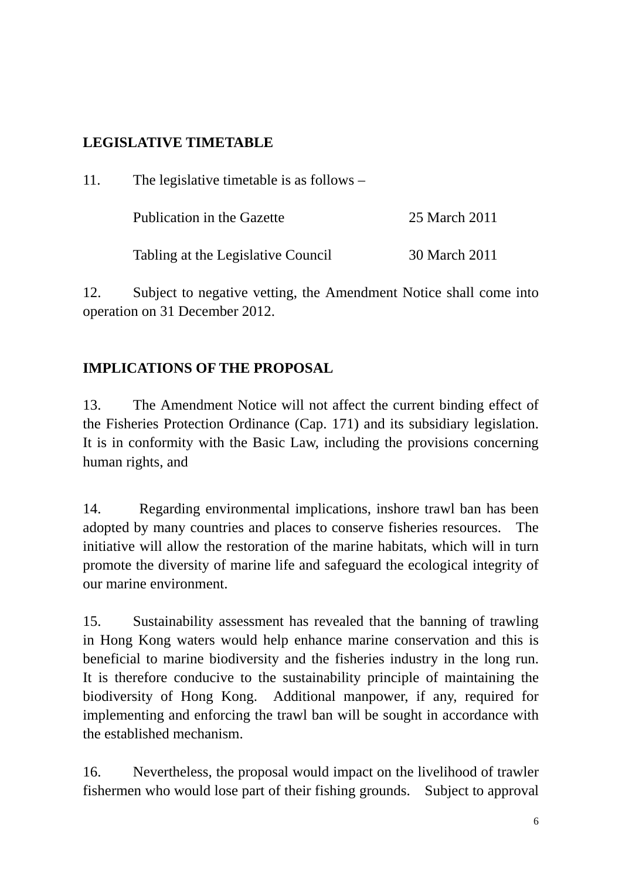## LEGISLATIVE TIMETABLE

11. The legislative timetable is as follows –

| | |
|---|---|
| Publication in the Gazette | 25 March 2011 |
| Tabling at the Legislative Council | 30 March 2011 |

12. Subject to negative vetting, the Amendment Notice shall come into operation on 31 December 2012.

## IMPLICATIONS OF THE PROPOSAL

13. The Amendment Notice will not affect the current binding effect of the Fisheries Protection Ordinance (Cap. 171) and its subsidiary legislation. It is in conformity with the Basic Law, including the provisions concerning human rights, and

14. Regarding environmental implications, inshore trawl ban has been adopted by many countries and places to conserve fisheries resources. The initiative will allow the restoration of the marine habitats, which will in turn promote the diversity of marine life and safeguard the ecological integrity of our marine environment.

15. Sustainability assessment has revealed that the banning of trawling in Hong Kong waters would help enhance marine conservation and this is beneficial to marine biodiversity and the fisheries industry in the long run. It is therefore conducive to the sustainability principle of maintaining the biodiversity of Hong Kong. Additional manpower, if any, required for implementing and enforcing the trawl ban will be sought in accordance with the established mechanism.

16. Nevertheless, the proposal would impact on the livelihood of trawler fishermen who would lose part of their fishing grounds. Subject to approval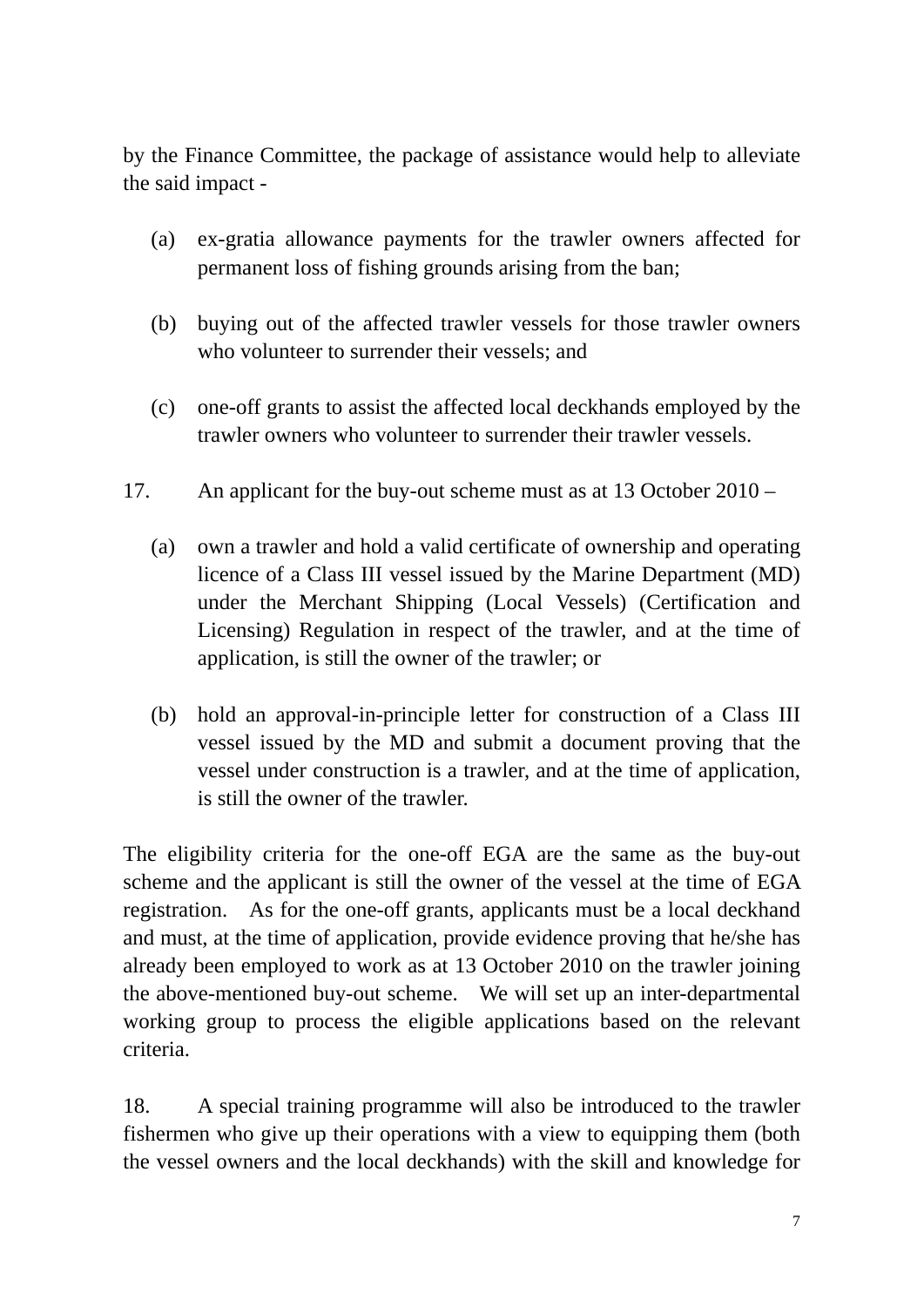by the Finance Committee, the package of assistance would help to alleviate the said impact -

(a) ex-gratia allowance payments for the trawler owners affected for permanent loss of fishing grounds arising from the ban;

(b) buying out of the affected trawler vessels for those trawler owners who volunteer to surrender their vessels; and

(c) one-off grants to assist the affected local deckhands employed by the trawler owners who volunteer to surrender their trawler vessels.

17. An applicant for the buy-out scheme must as at 13 October 2010 –

(a) own a trawler and hold a valid certificate of ownership and operating licence of a Class III vessel issued by the Marine Department (MD) under the Merchant Shipping (Local Vessels) (Certification and Licensing) Regulation in respect of the trawler, and at the time of application, is still the owner of the trawler; or

(b) hold an approval-in-principle letter for construction of a Class III vessel issued by the MD and submit a document proving that the vessel under construction is a trawler, and at the time of application, is still the owner of the trawler.

The eligibility criteria for the one-off EGA are the same as the buy-out scheme and the applicant is still the owner of the vessel at the time of EGA registration. As for the one-off grants, applicants must be a local deckhand and must, at the time of application, provide evidence proving that he/she has already been employed to work as at 13 October 2010 on the trawler joining the above-mentioned buy-out scheme. We will set up an inter-departmental working group to process the eligible applications based on the relevant criteria.

18. A special training programme will also be introduced to the trawler fishermen who give up their operations with a view to equipping them (both the vessel owners and the local deckhands) with the skill and knowledge for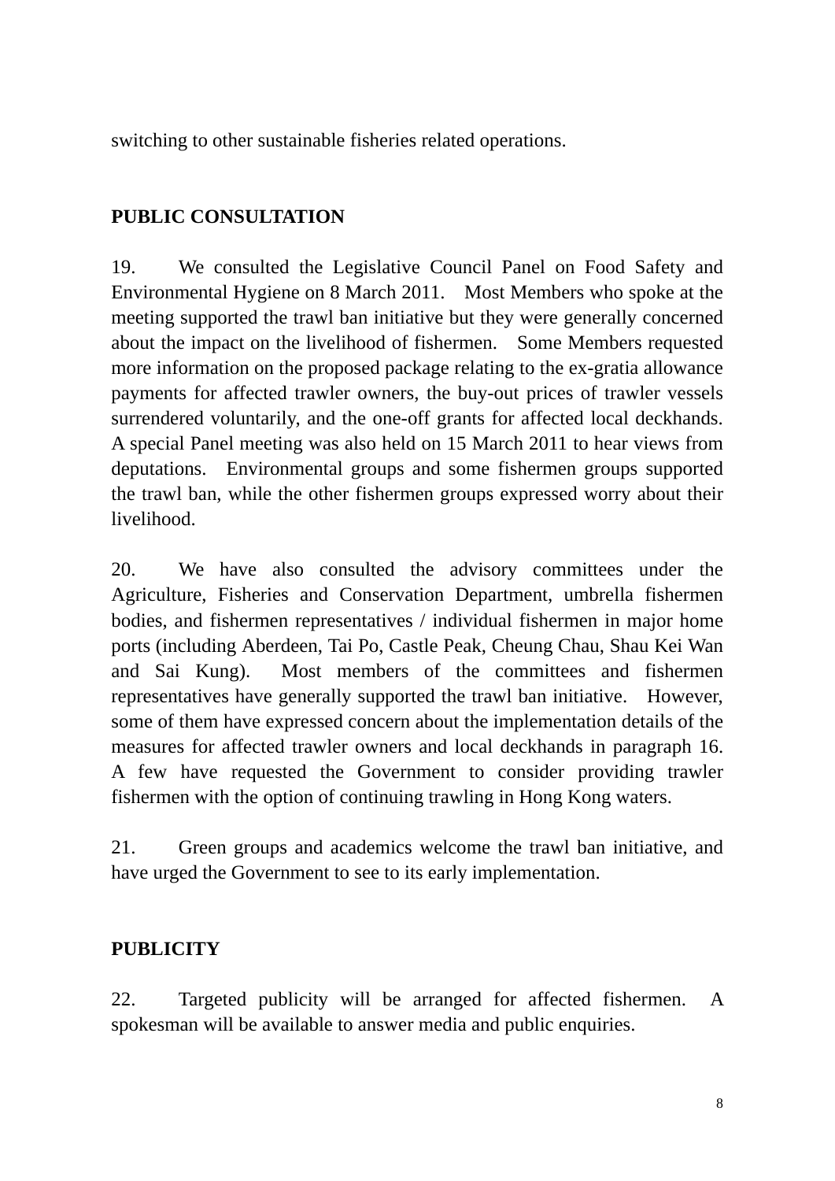switching to other sustainable fisheries related operations.

## PUBLIC CONSULTATION

19. We consulted the Legislative Council Panel on Food Safety and Environmental Hygiene on 8 March 2011. Most Members who spoke at the meeting supported the trawl ban initiative but they were generally concerned about the impact on the livelihood of fishermen. Some Members requested more information on the proposed package relating to the ex-gratia allowance payments for affected trawler owners, the buy-out prices of trawler vessels surrendered voluntarily, and the one-off grants for affected local deckhands. A special Panel meeting was also held on 15 March 2011 to hear views from deputations. Environmental groups and some fishermen groups supported the trawl ban, while the other fishermen groups expressed worry about their livelihood.

20. We have also consulted the advisory committees under the Agriculture, Fisheries and Conservation Department, umbrella fishermen bodies, and fishermen representatives / individual fishermen in major home ports (including Aberdeen, Tai Po, Castle Peak, Cheung Chau, Shau Kei Wan and Sai Kung). Most members of the committees and fishermen representatives have generally supported the trawl ban initiative. However, some of them have expressed concern about the implementation details of the measures for affected trawler owners and local deckhands in paragraph 16. A few have requested the Government to consider providing trawler fishermen with the option of continuing trawling in Hong Kong waters.

21. Green groups and academics welcome the trawl ban initiative, and have urged the Government to see to its early implementation.

## PUBLICITY

22. Targeted publicity will be arranged for affected fishermen. A spokesman will be available to answer media and public enquiries.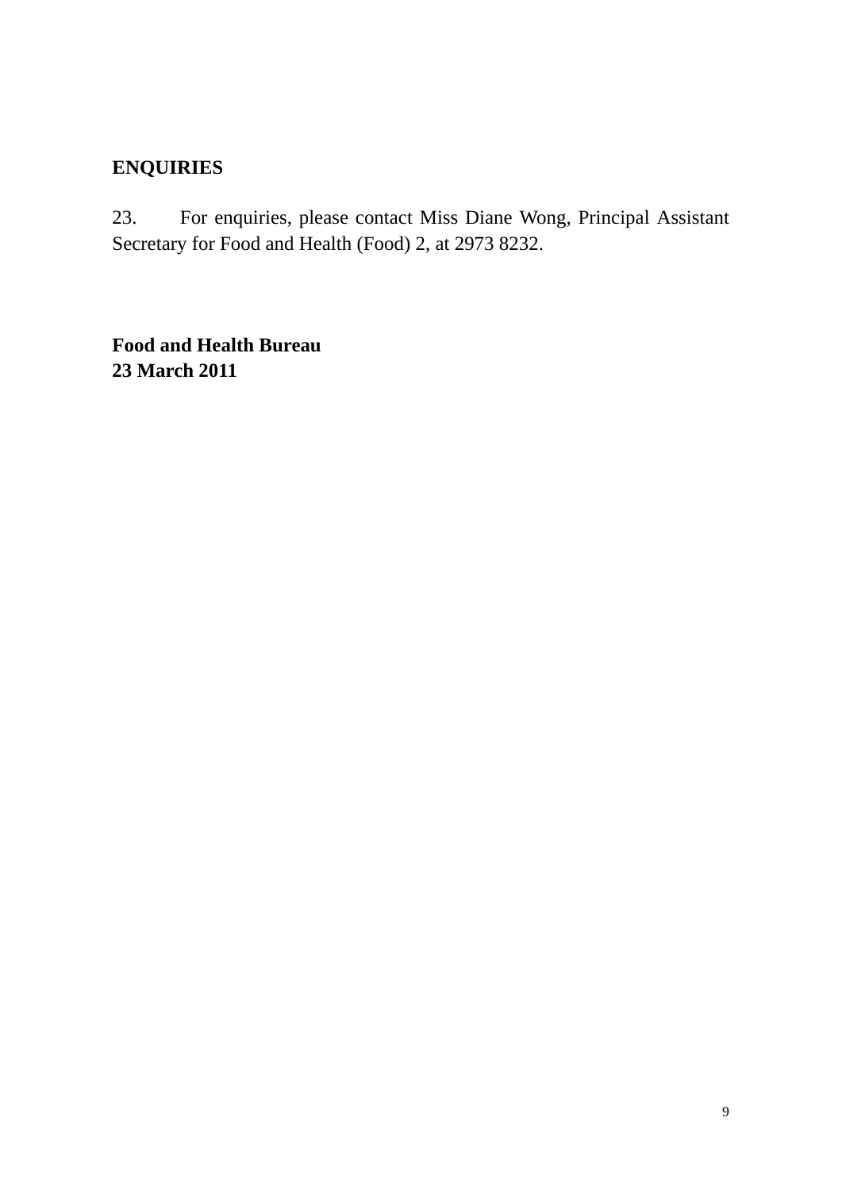**ENQUIRIES**

23. For enquiries, please contact Miss Diane Wong, Principal Assistant Secretary for Food and Health (Food) 2, at 2973 8232.

**Food and Health Bureau**
**23 March 2011**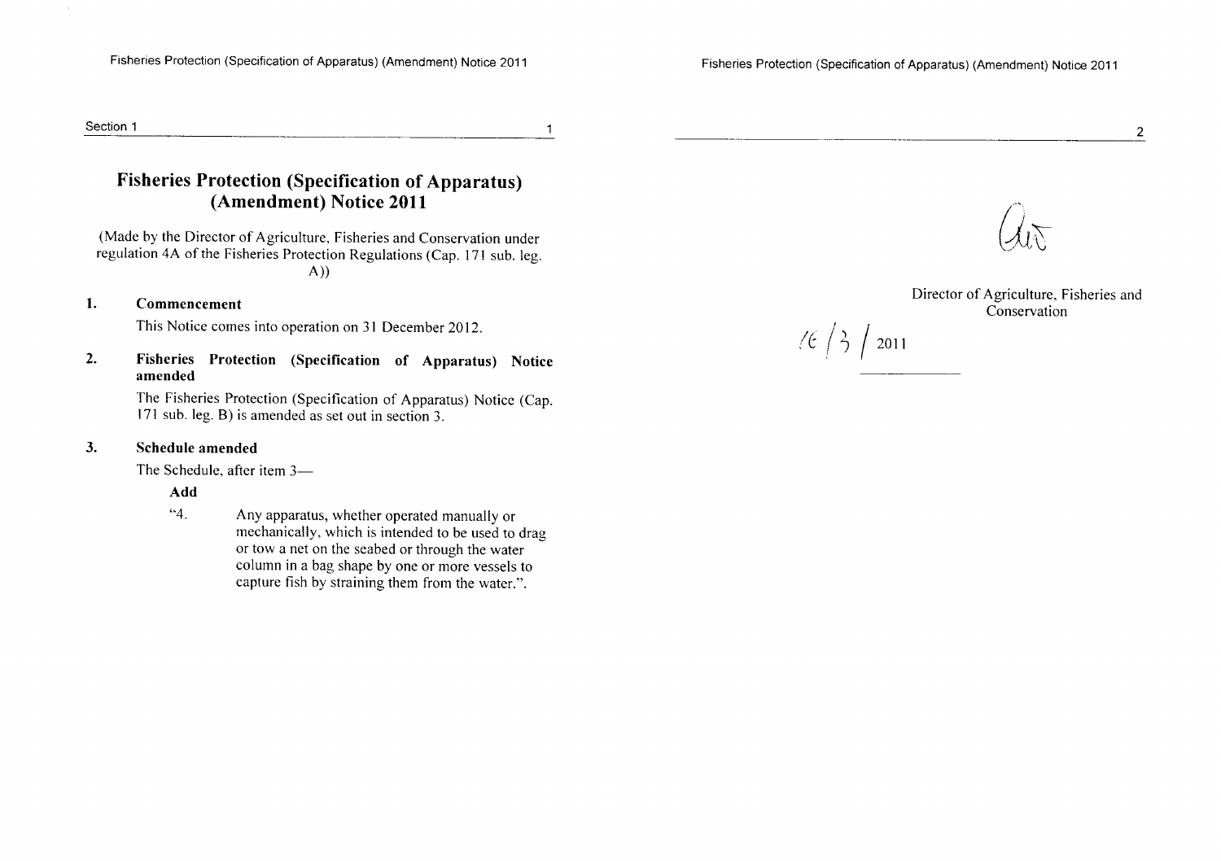# Fisheries Protection (Specification of Apparatus) (Amendment) Notice 2011

(Made by the Director of Agriculture, Fisheries and Conservation under regulation 4A of the Fisheries Protection Regulations (Cap. 171 sub. leg. A))

## 1. Commencement

This Notice comes into operation on 31 December 2012.

## 2. Fisheries Protection (Specification of Apparatus) Notice amended

The Fisheries Protection (Specification of Apparatus) Notice (Cap. 171 sub. leg. B) is amended as set out in section 3.

## 3. Schedule amended

The Schedule, after item 3—

**Add**

"4. Any apparatus, whether operated manually or mechanically, which is intended to be used to drag or tow a net on the seabed or through the water column in a bag shape by one or more vessels to capture fish by straining them from the water.".

Director of Agriculture, Fisheries and Conservation

16/3/2011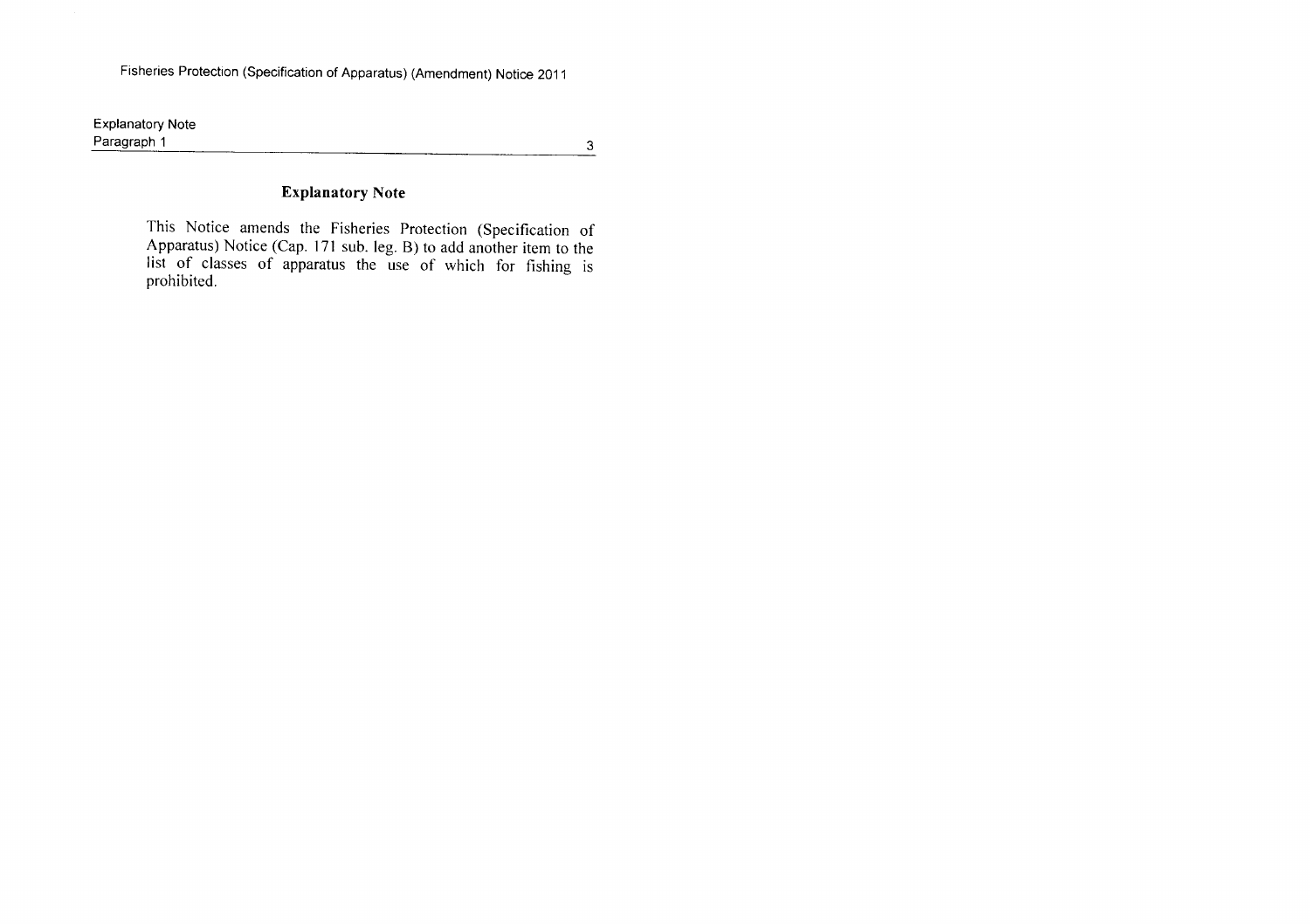## Explanatory Note

This Notice amends the Fisheries Protection (Specification of Apparatus) Notice (Cap. 171 sub. leg. B) to add another item to the list of classes of apparatus the use of which for fishing is prohibited.